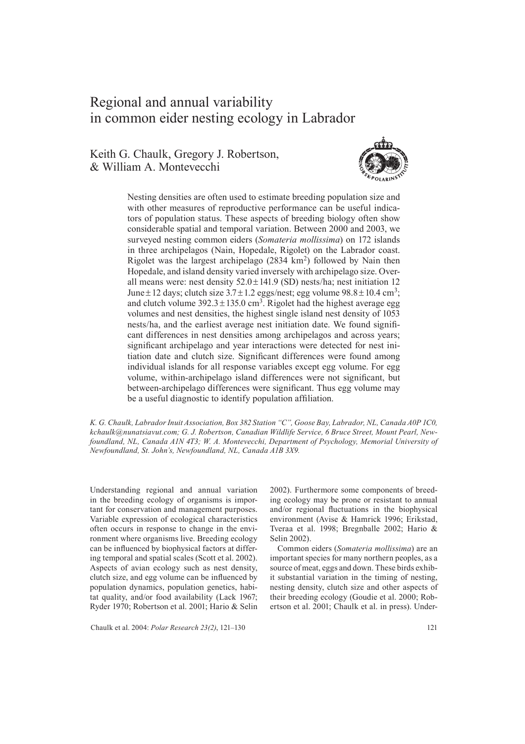# Regional and annual variability in common eider nesting ecology in Labrador

Keith G. Chaulk, Gregory J. Robertson, & William A. Montevecchi

Nesting densities are often used to estimate breeding population size and with other measures of reproductive performance can be useful indicators of population status. These aspects of breeding biology often show considerable spatial and temporal variation. Between 2000 and 2003, we surveyed nesting common eiders (*Somateria mollissima*) on 172 islands in three archipelagos (Nain, Hopedale, Rigolet) on the Labrador coast. Rigolet was the largest archipelago (2834 $km^2$) followed by Nain then Hopedale, and island density varied inversely with archipelago size. Overall means were: nest density $52.0 \pm 141.9$ (SD) nests/ha; nest initiation 12 June $\pm$ 12 days; clutch size $3.7 \pm 1.2$ eggs/nest; egg volume $98.8 \pm 10.4$ $cm^3$; and clutch volume $392.3 \pm 135.0$ $cm^3$. Rigolet had the highest average egg volumes and nest densities, the highest single island nest density of 1053 nests/ha, and the earliest average nest initiation date. We found significant differences in nest densities among archipelagos and across years; significant archipelago and year interactions were detected for nest initiation date and clutch size. Significant differences were found among individual islands for all response variables except egg volume. For egg volume, within-archipelago island differences were not significant, but between-archipelago differences were significant. Thus egg volume may be a useful diagnostic to identify population affiliation.

*K. G. Chaulk, Labrador Inuit Association, Box 382 Station "C", Goose Bay, Labrador, NL, Canada A0P 1C0, kchaulk@nunatsiavut.com; G. J. Robertson, Canadian Wildlife Service, 6 Bruce Street, Mount Pearl, Newfoundland, NL, Canada A1N 4T3; W. A. Montevecchi, Department of Psychology, Memorial University of Newfoundland, St. John's, Newfoundland, NL, Canada A1B 3X9.*

Understanding regional and annual variation in the breeding ecology of organisms is important for conservation and management purposes. Variable expression of ecological characteristics often occurs in response to change in the environment where organisms live. Breeding ecology can be influenced by biophysical factors at differing temporal and spatial scales (Scott et al. 2002). Aspects of avian ecology such as nest density, clutch size, and egg volume can be influenced by population dynamics, population genetics, habitat quality, and/or food availability (Lack 1967; Ryder 1970; Robertson et al. 2001; Hario & Selin 2002). Furthermore some components of breeding ecology may be prone or resistant to annual and/or regional fluctuations in the biophysical environment (Avise & Hamrick 1996; Erikstad, Tveraa et al. 1998; Bregnballe 2002; Hario & Selin 2002).

Common eiders (*Somateria mollissima*) are an important species for many northern peoples, as a source of meat, eggs and down. These birds exhibit substantial variation in the timing of nesting, nesting density, clutch size and other aspects of their breeding ecology (Goudie et al. 2000; Robertson et al. 2001; Chaulk et al. in press). Under-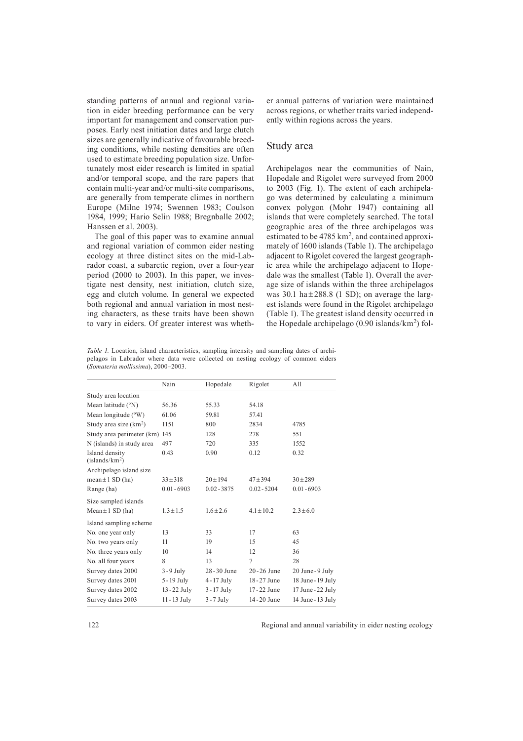standing patterns of annual and regional variation in eider breeding performance can be very important for management and conservation purposes. Early nest initiation dates and large clutch sizes are generally indicative of favourable breeding conditions, while nesting densities are often used to estimate breeding population size. Unfortunately most eider research is limited in spatial and/or temporal scope, and the rare papers that contain multi-year and/or multi-site comparisons, are generally from temperate climes in northern Europe (Milne 1974; Swennen 1983; Coulson 1984, 1999; Hario Selin 1988; Bregnballe 2002; Hanssen et al. 2003).

The goal of this paper was to examine annual and regional variation of common eider nesting ecology at three distinct sites on the mid-Labrador coast, a subarctic region, over a four-year period (2000 to 2003). In this paper, we investigate nest density, nest initiation, clutch size, egg and clutch volume. In general we expected both regional and annual variation in most nesting characters, as these traits have been shown to vary in eiders. Of greater interest was whether annual patterns of variation were maintained across regions, or whether traits varied independently within regions across the years.

## Study area

Archipelagos near the communities of Nain, Hopedale and Rigolet were surveyed from 2000 to 2003 (Fig. 1). The extent of each archipelago was determined by calculating a minimum convex polygon (Mohr 1947) containing all islands that were completely searched. The total geographic area of the three archipelagos was estimated to be 4785 km$^2$, and contained approximately of 1600 islands (Table 1). The archipelago adjacent to Rigolet covered the largest geographic area while the archipelago adjacent to Hopedale was the smallest (Table 1). Overall the average size of islands within the three archipelagos was 30.1 ha$\pm$288.8 (1 SD); on average the largest islands were found in the Rigolet archipelago (Table 1). The greatest island density occurred in the Hopedale archipelago (0.90 islands/km$^2$) fol-

*Table 1.* Location, island characteristics, sampling intensity and sampling dates of archipelagos in Labrador where data were collected on nesting ecology of common eiders (*Somateria mollissima*), 2000–2003.

| | Nain | Hopedale | Rigolet | All |
|---|---|---|---|---|
| Study area location | | | | |
| Mean latitude (ºN) | 56.36 | 55.33 | 54.18 | |
| Mean longitude (ºW) | 61.06 | 59.81 | 57.41 | |
| Study area size (km$^2$) | 1151 | 800 | 2834 | 4785 |
| Study area perimeter (km) | 145 | 128 | 278 | 551 |
| N (islands) in study area | 497 | 720 | 335 | 1552 |
| Island density (islands/km$^2$) | 0.43 | 0.90 | 0.12 | 0.32 |
| Archipelago island size | | | | |
| mean$\pm$1 SD (ha) | 33$\pm$318 | 20$\pm$194 | 47$\pm$394 | 30$\pm$289 |
| Range (ha) | 0.01 - 6903 | 0.02 - 3875 | 0.02 - 5204 | 0.01 - 6903 |
| Size sampled islands | | | | |
| Mean$\pm$1 SD (ha) | 1.3$\pm$1.5 | 1.6$\pm$2.6 | 4.1$\pm$10.2 | 2.3$\pm$6.0 |
| Island sampling scheme | | | | |
| No. one year only | 13 | 33 | 17 | 63 |
| No. two years only | 11 | 19 | 15 | 45 |
| No. three years only | 10 | 14 | 12 | 36 |
| No. all four years | 8 | 13 | 7 | 28 |
| Survey dates 2000 | 3 - 9 July | 28 - 30 June | 20 - 26 June | 20 June - 9 July |
| Survey dates 2001 | 5 - 19 July | 4 - 17 July | 18 - 27 June | 18 June - 19 July |
| Survey dates 2002 | 13 - 22 July | 3 - 17 July | 17 - 22 June | 17 June - 22 July |
| Survey dates 2003 | 11 - 13 July | 3 - 7 July | 14 - 20 June | 14 June - 13 July |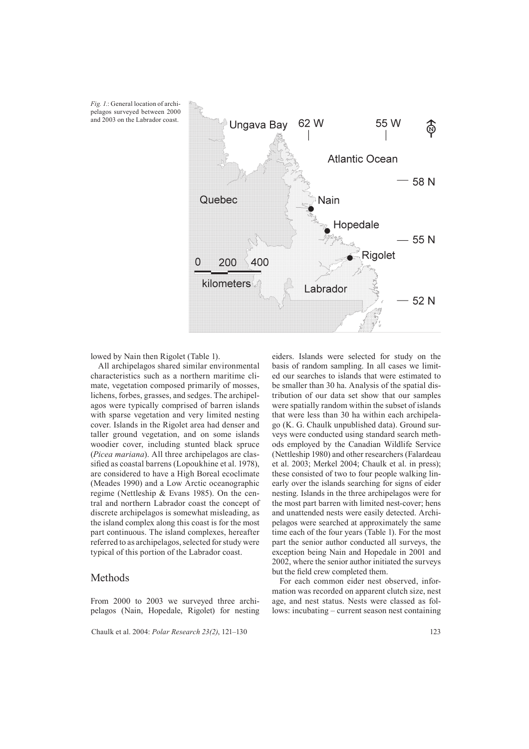*Fig. 1.*: General location of archipelagos surveyed between 2000 and 2003 on the Labrador coast.

lowed by Nain then Rigolet (Table 1).

All archipelagos shared similar environmental characteristics such as a northern maritime climate, vegetation composed primarily of mosses, lichens, forbes, grasses, and sedges. The archipelagos were typically comprised of barren islands with sparse vegetation and very limited nesting cover. Islands in the Rigolet area had denser and taller ground vegetation, and on some islands woodier cover, including stunted black spruce (*Picea mariana*). All three archipelagos are classified as coastal barrens (Lopoukhine et al. 1978), are considered to have a High Boreal ecoclimate (Meades 1990) and a Low Arctic oceanographic regime (Nettleship & Evans 1985). On the central and northern Labrador coast the concept of discrete archipelagos is somewhat misleading, as the island complex along this coast is for the most part continuous. The island complexes, hereafter referred to as archipelagos, selected for study were typical of this portion of the Labrador coast.

## Methods

From 2000 to 2003 we surveyed three archipelagos (Nain, Hopedale, Rigolet) for nesting eiders. Islands were selected for study on the basis of random sampling. In all cases we limited our searches to islands that were estimated to be smaller than 30 ha. Analysis of the spatial distribution of our data set show that our samples were spatially random within the subset of islands that were less than 30 ha within each archipelago (K. G. Chaulk unpublished data). Ground surveys were conducted using standard search methods employed by the Canadian Wildlife Service (Nettleship 1980) and other researchers (Falardeau et al. 2003; Merkel 2004; Chaulk et al. in press); these consisted of two to four people walking linearly over the islands searching for signs of eider nesting. Islands in the three archipelagos were for the most part barren with limited nest-cover; hens and unattended nests were easily detected. Archipelagos were searched at approximately the same time each of the four years (Table 1). For the most part the senior author conducted all surveys, the exception being Nain and Hopedale in 2001 and 2002, where the senior author initiated the surveys but the field crew completed them.

For each common eider nest observed, information was recorded on apparent clutch size, nest age, and nest status. Nests were classed as follows: incubating – current season nest containing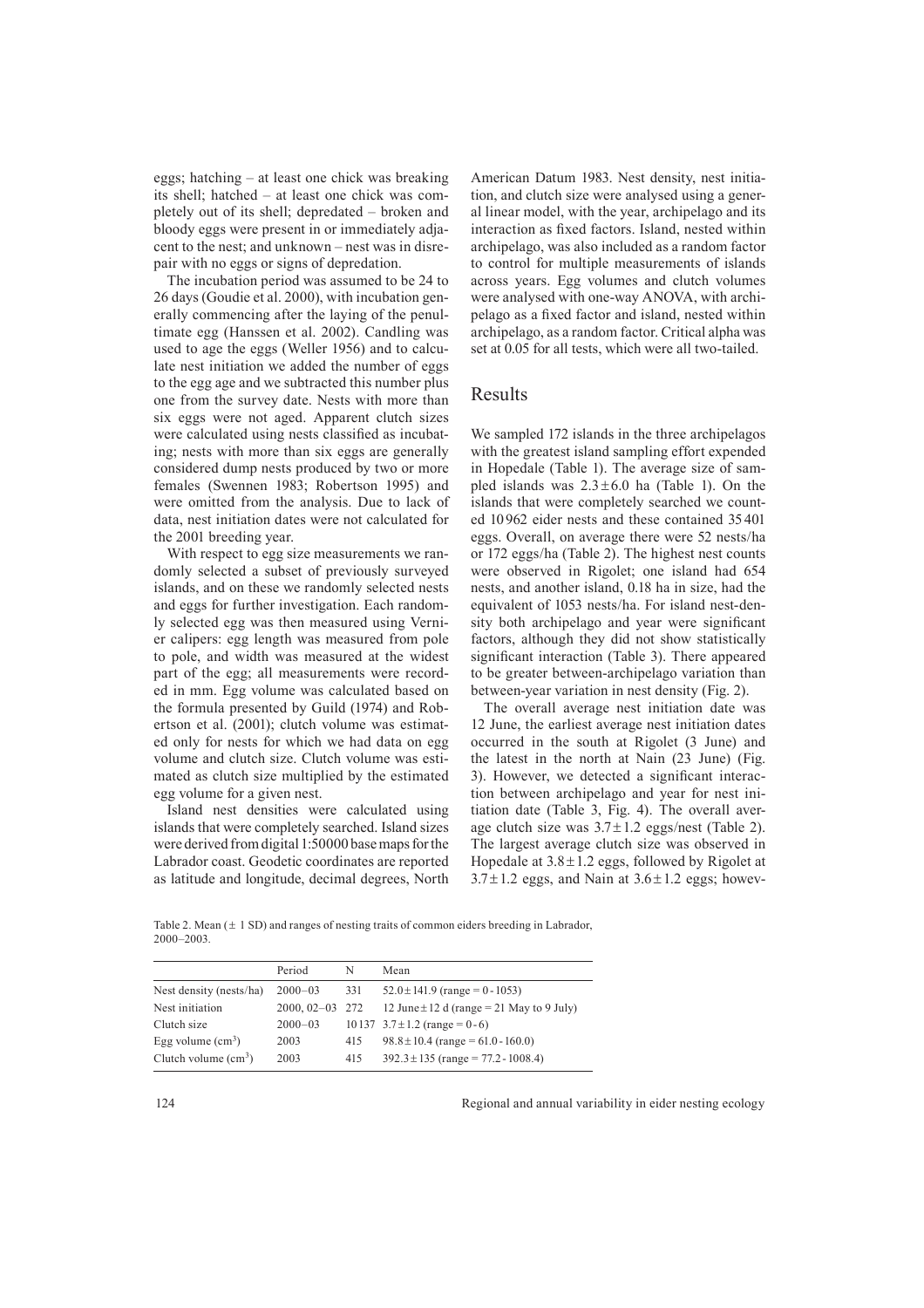eggs; hatching – at least one chick was breaking its shell; hatched – at least one chick was completely out of its shell; depredated – broken and bloody eggs were present in or immediately adjacent to the nest; and unknown – nest was in disrepair with no eggs or signs of depredation.

The incubation period was assumed to be 24 to 26 days (Goudie et al. 2000), with incubation generally commencing after the laying of the penultimate egg (Hanssen et al. 2002). Candling was used to age the eggs (Weller 1956) and to calculate nest initiation we added the number of eggs to the egg age and we subtracted this number plus one from the survey date. Nests with more than six eggs were not aged. Apparent clutch sizes were calculated using nests classified as incubating; nests with more than six eggs are generally considered dump nests produced by two or more females (Swennen 1983; Robertson 1995) and were omitted from the analysis. Due to lack of data, nest initiation dates were not calculated for the 2001 breeding year.

With respect to egg size measurements we randomly selected a subset of previously surveyed islands, and on these we randomly selected nests and eggs for further investigation. Each randomly selected egg was then measured using Vernier calipers: egg length was measured from pole to pole, and width was measured at the widest part of the egg; all measurements were recorded in mm. Egg volume was calculated based on the formula presented by Guild (1974) and Robertson et al. (2001); clutch volume was estimated only for nests for which we had data on egg volume and clutch size. Clutch volume was estimated as clutch size multiplied by the estimated egg volume for a given nest.

Island nest densities were calculated using islands that were completely searched. Island sizes were derived from digital 1:50000 base maps for the Labrador coast. Geodetic coordinates are reported as latitude and longitude, decimal degrees, North American Datum 1983. Nest density, nest initiation, and clutch size were analysed using a general linear model, with the year, archipelago and its interaction as fixed factors. Island, nested within archipelago, was also included as a random factor to control for multiple measurements of islands across years. Egg volumes and clutch volumes were analysed with one-way ANOVA, with archipelago as a fixed factor and island, nested within archipelago, as a random factor. Critical alpha was set at 0.05 for all tests, which were all two-tailed.

## Results

We sampled 172 islands in the three archipelagos with the greatest island sampling effort expended in Hopedale (Table 1). The average size of sampled islands was $2.3 \pm 6.0$ ha (Table 1). On the islands that were completely searched we counted 10962 eider nests and these contained 35401 eggs. Overall, on average there were 52 nests/ha or 172 eggs/ha (Table 2). The highest nest counts were observed in Rigolet; one island had 654 nests, and another island, 0.18 ha in size, had the equivalent of 1053 nests/ha. For island nest-density both archipelago and year were significant factors, although they did not show statistically significant interaction (Table 3). There appeared to be greater between-archipelago variation than between-year variation in nest density (Fig. 2).

The overall average nest initiation date was 12 June, the earliest average nest initiation dates occurred in the south at Rigolet (3 June) and the latest in the north at Nain (23 June) (Fig. 3). However, we detected a significant interaction between archipelago and year for nest initiation date (Table 3, Fig. 4). The overall average clutch size was $3.7 \pm 1.2$ eggs/nest (Table 2). The largest average clutch size was observed in Hopedale at $3.8 \pm 1.2$ eggs, followed by Rigolet at $3.7 \pm 1.2$ eggs, and Nain at $3.6 \pm 1.2$ eggs; howev-

Table 2. Mean ($\pm$ 1 SD) and ranges of nesting traits of common eiders breeding in Labrador, 2000–2003.

| | Period | N | Mean |
|---|---|---|---|
| Nest density (nests/ha) | 2000–03 | 331 | $52.0 \pm 141.9$ (range = 0 - 1053) |
| Nest initiation | 2000, 02–03 | 272 | 12 June $\pm$ 12 d (range = 21 May to 9 July) |
| Clutch size | 2000–03 | 10137 | $3.7 \pm 1.2$ (range = 0 - 6) |
| Egg volume (cm$^3$) | 2003 | 415 | $98.8 \pm 10.4$ (range = 61.0 - 160.0) |
| Clutch volume (cm$^3$) | 2003 | 415 | $392.3 \pm 135$ (range = 77.2 - 1008.4) |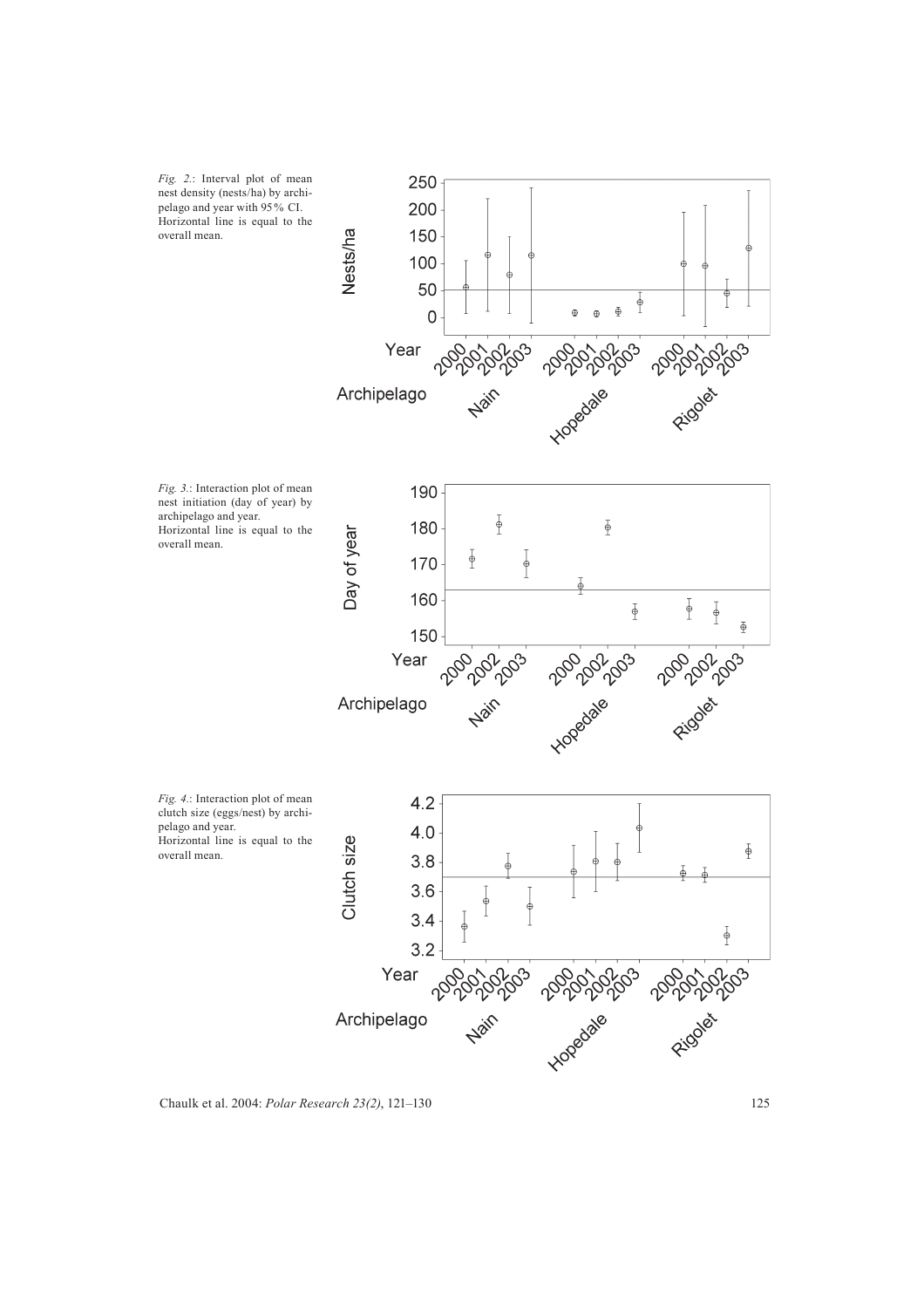*Fig. 2.*: Interval plot of mean nest density (nests/ha) by archipelago and year with 95% CI. Horizontal line is equal to the overall mean.

*Fig. 3.*: Interaction plot of mean nest initiation (day of year) by archipelago and year. Horizontal line is equal to the overall mean.

*Fig. 4.*: Interaction plot of mean clutch size (eggs/nest) by archipelago and year. Horizontal line is equal to the overall mean.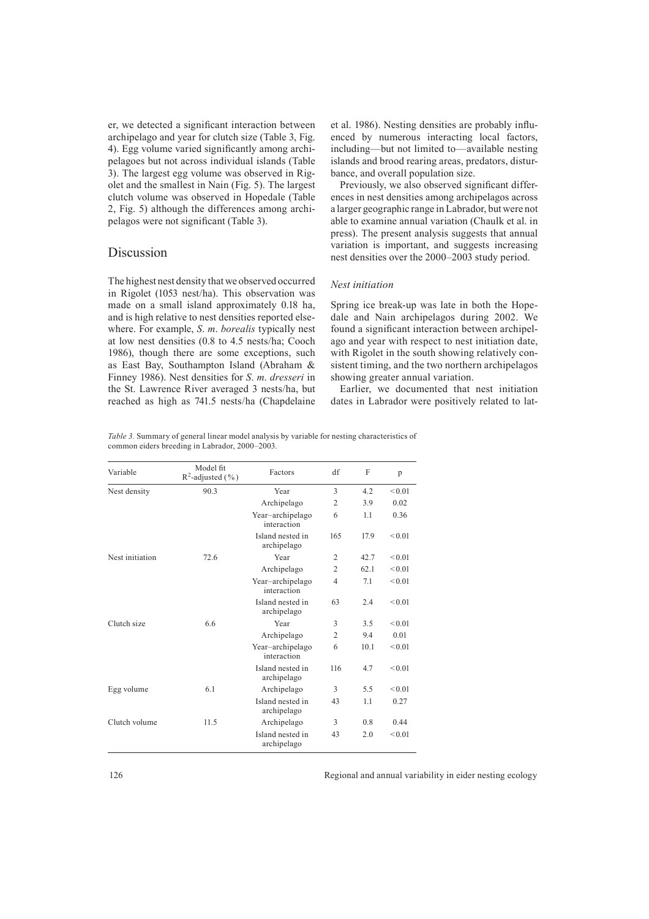er, we detected a significant interaction between archipelago and year for clutch size (Table 3, Fig. 4). Egg volume varied significantly among archipelagoes but not across individual islands (Table 3). The largest egg volume was observed in Rigolet and the smallest in Nain (Fig. 5). The largest clutch volume was observed in Hopedale (Table 2, Fig. 5) although the differences among archipelagos were not significant (Table 3).

## Discussion

The highest nest density that we observed occurred in Rigolet (1053 nest/ha). This observation was made on a small island approximately 0.18 ha, and is high relative to nest densities reported elsewhere. For example, *S. m. borealis* typically nest at low nest densities (0.8 to 4.5 nests/ha; Cooch 1986), though there are some exceptions, such as East Bay, Southampton Island (Abraham & Finney 1986). Nest densities for *S. m. dresseri* in the St. Lawrence River averaged 3 nests/ha, but reached as high as 741.5 nests/ha (Chapdelaine et al. 1986). Nesting densities are probably influenced by numerous interacting local factors, including—but not limited to—available nesting islands and brood rearing areas, predators, disturbance, and overall population size.

Previously, we also observed significant differences in nest densities among archipelagos across a larger geographic range in Labrador, but were not able to examine annual variation (Chaulk et al. in press). The present analysis suggests that annual variation is important, and suggests increasing nest densities over the 2000–2003 study period.

### *Nest initiation*

Spring ice break-up was late in both the Hopedale and Nain archipelagos during 2002. We found a significant interaction between archipelago and year with respect to nest initiation date, with Rigolet in the south showing relatively consistent timing, and the two northern archipelagos showing greater annual variation.

Earlier, we documented that nest initiation dates in Labrador were positively related to lat-

*Table 3.* Summary of general linear model analysis by variable for nesting characteristics of common eiders breeding in Labrador, 2000–2003.

| Variable | Model fit $R^2$-adjusted (%) | Factors | df | F | p |
|---|---|---|---|---|---|
| Nest density | 90.3 | Year | 3 | 4.2 | <0.01 |
| | | Archipelago | 2 | 3.9 | 0.02 |
| | | Year–archipelago interaction | 6 | 1.1 | 0.36 |
| | | Island nested in archipelago | 165 | 17.9 | <0.01 |
| Nest initiation | 72.6 | Year | 2 | 42.7 | <0.01 |
| | | Archipelago | 2 | 62.1 | <0.01 |
| | | Year–archipelago interaction | 4 | 7.1 | <0.01 |
| | | Island nested in archipelago | 63 | 2.4 | <0.01 |
| Clutch size | 6.6 | Year | 3 | 3.5 | <0.01 |
| | | Archipelago | 2 | 9.4 | 0.01 |
| | | Year–archipelago interaction | 6 | 10.1 | <0.01 |
| | | Island nested in archipelago | 116 | 4.7 | <0.01 |
| Egg volume | 6.1 | Archipelago | 3 | 5.5 | <0.01 |
| | | Island nested in archipelago | 43 | 1.1 | 0.27 |
| Clutch volume | 11.5 | Archipelago | 3 | 0.8 | 0.44 |
| | | Island nested in archipelago | 43 | 2.0 | <0.01 |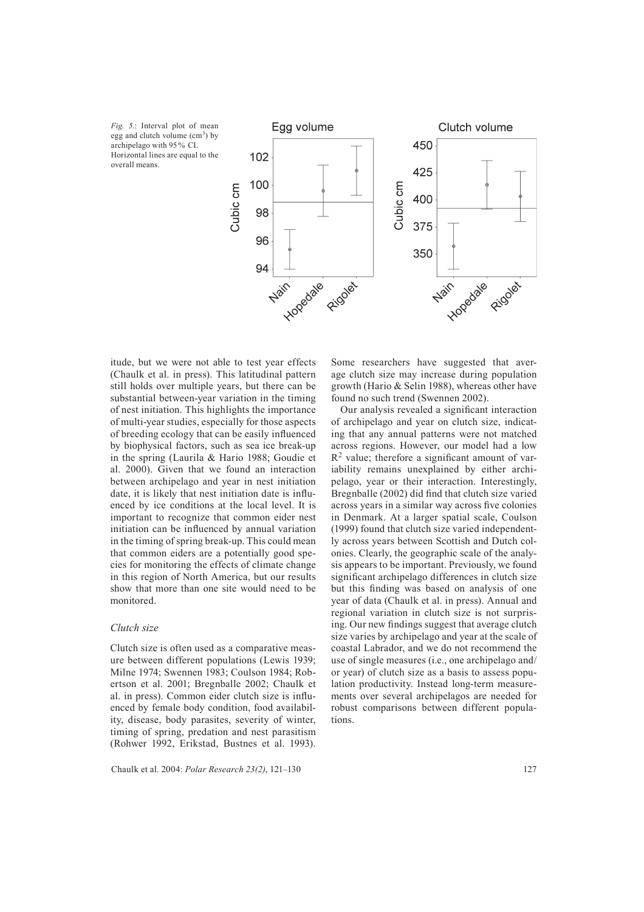*Fig. 5.*: Interval plot of mean egg and clutch volume (cm$^3$) by archipelago with 95% CI. Horizontal lines are equal to the overall means.

itude, but we were not able to test year effects (Chaulk et al. in press). This latitudinal pattern still holds over multiple years, but there can be substantial between-year variation in the timing of nest initiation. This highlights the importance of multi-year studies, especially for those aspects of breeding ecology that can be easily influenced by biophysical factors, such as sea ice break-up in the spring (Laurila & Hario 1988; Goudie et al. 2000). Given that we found an interaction between archipelago and year in nest initiation date, it is likely that nest initiation date is influenced by ice conditions at the local level. It is important to recognize that common eider nest initiation can be influenced by annual variation in the timing of spring break-up. This could mean that common eiders are a potentially good species for monitoring the effects of climate change in this region of North America, but our results show that more than one site would need to be monitored.

### *Clutch size*

Clutch size is often used as a comparative measure between different populations (Lewis 1939; Milne 1974; Swennen 1983; Coulson 1984; Robertson et al. 2001; Bregnballe 2002; Chaulk et al. in press). Common eider clutch size is influenced by female body condition, food availability, disease, body parasites, severity of winter, timing of spring, predation and nest parasitism (Rohwer 1992, Erikstad, Bustnes et al. 1993). Some researchers have suggested that average clutch size may increase during population growth (Hario & Selin 1988), whereas other have found no such trend (Swennen 2002).

Our analysis revealed a significant interaction of archipelago and year on clutch size, indicating that any annual patterns were not matched across regions. However, our model had a low $R^2$ value; therefore a significant amount of variability remains unexplained by either archipelago, year or their interaction. Interestingly, Bregnballe (2002) did find that clutch size varied across years in a similar way across five colonies in Denmark. At a larger spatial scale, Coulson (1999) found that clutch size varied independently across years between Scottish and Dutch colonies. Clearly, the geographic scale of the analysis appears to be important. Previously, we found significant archipelago differences in clutch size but this finding was based on analysis of one year of data (Chaulk et al. in press). Annual and regional variation in clutch size is not surprising. Our new findings suggest that average clutch size varies by archipelago and year at the scale of coastal Labrador, and we do not recommend the use of single measures (i.e., one archipelago and/or year) of clutch size as a basis to assess population productivity. Instead long-term measurements over several archipelagos are needed for robust comparisons between different populations.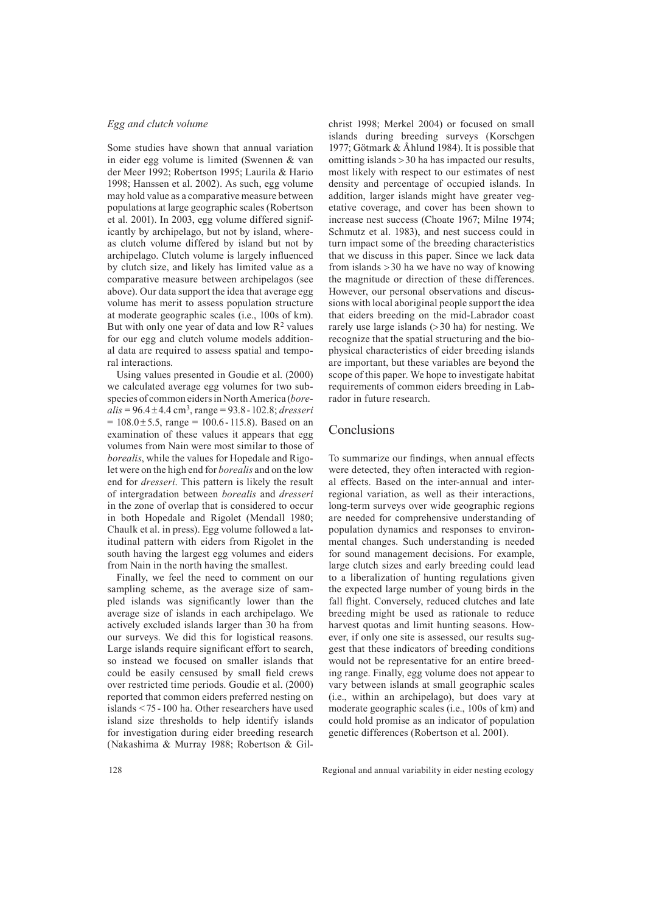### *Egg and clutch volume*

Some studies have shown that annual variation in eider egg volume is limited (Swennen & van der Meer 1992; Robertson 1995; Laurila & Hario 1998; Hanssen et al. 2002). As such, egg volume may hold value as a comparative measure between populations at large geographic scales (Robertson et al. 2001). In 2003, egg volume differed significantly by archipelago, but not by island, whereas clutch volume differed by island but not by archipelago. Clutch volume is largely influenced by clutch size, and likely has limited value as a comparative measure between archipelagos (see above). Our data support the idea that average egg volume has merit to assess population structure at moderate geographic scales (i.e., 100s of km). But with only one year of data and low $R^2$ values for our egg and clutch volume models additional data are required to assess spatial and temporal interactions.

Using values presented in Goudie et al. (2000) we calculated average egg volumes for two subspecies of common eiders in North America (*borealis* = $96.4 \pm 4.4$ cm$^3$, range = 93.8 - 102.8; *dresseri* = $108.0 \pm 5.5$, range = 100.6 - 115.8). Based on an examination of these values it appears that egg volumes from Nain were most similar to those of *borealis*, while the values for Hopedale and Rigolet were on the high end for *borealis* and on the low end for *dresseri*. This pattern is likely the result of intergradation between *borealis* and *dresseri* in the zone of overlap that is considered to occur in both Hopedale and Rigolet (Mendall 1980; Chaulk et al. in press). Egg volume followed a latitudinal pattern with eiders from Rigolet in the south having the largest egg volumes and eiders from Nain in the north having the smallest.

Finally, we feel the need to comment on our sampling scheme, as the average size of sampled islands was significantly lower than the average size of islands in each archipelago. We actively excluded islands larger than 30 ha from our surveys. We did this for logistical reasons. Large islands require significant effort to search, so instead we focused on smaller islands that could be easily censused by small field crews over restricted time periods. Goudie et al. (2000) reported that common eiders preferred nesting on islands < 75 - 100 ha. Other researchers have used island size thresholds to help identify islands for investigation during eider breeding research (Nakashima & Murray 1988; Robertson & Gilchrist 1998; Merkel 2004) or focused on small islands during breeding surveys (Korschgen 1977; Götmark & Åhlund 1984). It is possible that omitting islands > 30 ha has impacted our results, most likely with respect to our estimates of nest density and percentage of occupied islands. In addition, larger islands might have greater vegetative coverage, and cover has been shown to increase nest success (Choate 1967; Milne 1974; Schmutz et al. 1983), and nest success could in turn impact some of the breeding characteristics that we discuss in this paper. Since we lack data from islands > 30 ha we have no way of knowing the magnitude or direction of these differences. However, our personal observations and discussions with local aboriginal people support the idea that eiders breeding on the mid-Labrador coast rarely use large islands (> 30 ha) for nesting. We recognize that the spatial structuring and the biophysical characteristics of eider breeding islands are important, but these variables are beyond the scope of this paper. We hope to investigate habitat requirements of common eiders breeding in Labrador in future research.

## Conclusions

To summarize our findings, when annual effects were detected, they often interacted with regional effects. Based on the inter-annual and inter-regional variation, as well as their interactions, long-term surveys over wide geographic regions are needed for comprehensive understanding of population dynamics and responses to environmental changes. Such understanding is needed for sound management decisions. For example, large clutch sizes and early breeding could lead to a liberalization of hunting regulations given the expected large number of young birds in the fall flight. Conversely, reduced clutches and late breeding might be used as rationale to reduce harvest quotas and limit hunting seasons. However, if only one site is assessed, our results suggest that these indicators of breeding conditions would not be representative for an entire breeding range. Finally, egg volume does not appear to vary between islands at small geographic scales (i.e., within an archipelago), but does vary at moderate geographic scales (i.e., 100s of km) and could hold promise as an indicator of population genetic differences (Robertson et al. 2001).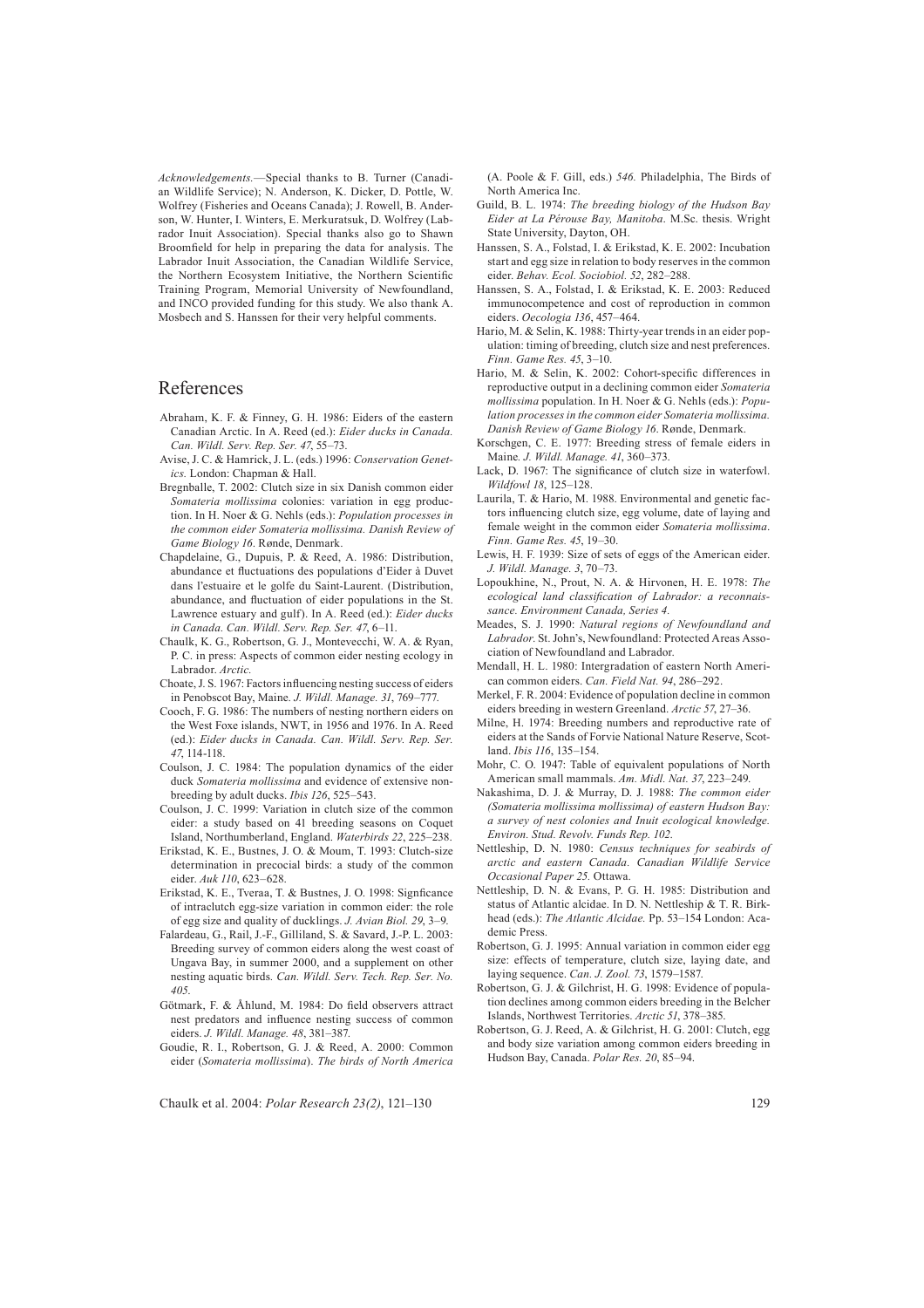*Acknowledgements.*—Special thanks to B. Turner (Canadian Wildlife Service); N. Anderson, K. Dicker, D. Pottle, W. Wolfrey (Fisheries and Oceans Canada); J. Rowell, B. Anderson, W. Hunter, I. Winters, E. Merkuratsuk, D. Wolfrey (Labrador Inuit Association). Special thanks also go to Shawn Broomfield for help in preparing the data for analysis. The Labrador Inuit Association, the Canadian Wildlife Service, the Northern Ecosystem Initiative, the Northern Scientific Training Program, Memorial University of Newfoundland, and INCO provided funding for this study. We also thank A. Mosbech and S. Hanssen for their very helpful comments.

## References

Abraham, K. F. & Finney, G. H. 1986: Eiders of the eastern Canadian Arctic. In A. Reed (ed.): *Eider ducks in Canada. Can. Wildl. Serv. Rep. Ser. 47*, 55–73.

Avise, J. C. & Hamrick, J. L. (eds.) 1996: *Conservation Genetics.* London: Chapman & Hall.

Bregnballe, T. 2002: Clutch size in six Danish common eider *Somateria mollissima* colonies: variation in egg production. In H. Noer & G. Nehls (eds.): *Population processes in the common eider Somateria mollissima. Danish Review of Game Biology 16*. Rønde, Denmark.

Chapdelaine, G., Dupuis, P. & Reed, A. 1986: Distribution, abundance et fluctuations des populations d'Eider à Duvet dans l'estuaire et le golfe du Saint-Laurent. (Distribution, abundance, and fluctuation of eider populations in the St. Lawrence estuary and gulf). In A. Reed (ed.): *Eider ducks in Canada. Can. Wildl. Serv. Rep. Ser. 47*, 6–11.

Chaulk, K. G., Robertson, G. J., Montevecchi, W. A. & Ryan, P. C. in press: Aspects of common eider nesting ecology in Labrador. *Arctic.*

Choate, J. S. 1967: Factors influencing nesting success of eiders in Penobscot Bay, Maine. *J. Wildl. Manage. 31*, 769–777.

Cooch, F. G. 1986: The numbers of nesting northern eiders on the West Foxe islands, NWT, in 1956 and 1976. In A. Reed (ed.): *Eider ducks in Canada. Can. Wildl. Serv. Rep. Ser. 47*, 114-118.

Coulson, J. C. 1984: The population dynamics of the eider duck *Somateria mollissima* and evidence of extensive non-breeding by adult ducks. *Ibis 126*, 525–543.

Coulson, J. C. 1999: Variation in clutch size of the common eider: a study based on 41 breeding seasons on Coquet Island, Northumberland, England. *Waterbirds 22*, 225–238.

Erikstad, K. E., Bustnes, J. O. & Moum, T. 1993: Clutch-size determination in precocial birds: a study of the common eider. *Auk 110*, 623–628.

Erikstad, K. E., Tveraa, T. & Bustnes, J. O. 1998: Signficance of intraclutch egg-size variation in common eider: the role of egg size and quality of ducklings. *J. Avian Biol. 29*, 3–9.

Falardeau, G., Rail, J.-F., Gilliland, S. & Savard, J.-P. L. 2003: Breeding survey of common eiders along the west coast of Ungava Bay, in summer 2000, and a supplement on other nesting aquatic birds. *Can. Wildl. Serv. Tech. Rep. Ser. No. 405.*

Götmark, F. & Åhlund, M. 1984: Do field observers attract nest predators and influence nesting success of common eiders. *J. Wildl. Manage. 48*, 381–387.

Goudie, R. I., Robertson, G. J. & Reed, A. 2000: Common eider (*Somateria mollissima*). *The birds of North America* (A. Poole & F. Gill, eds.) *546.* Philadelphia, The Birds of North America Inc.

Guild, B. L. 1974: *The breeding biology of the Hudson Bay Eider at La Pérouse Bay, Manitoba*. M.Sc. thesis. Wright State University, Dayton, OH.

Hanssen, S. A., Folstad, I. & Erikstad, K. E. 2002: Incubation start and egg size in relation to body reserves in the common eider. *Behav. Ecol. Sociobiol. 52*, 282–288.

Hanssen, S. A., Folstad, I. & Erikstad, K. E. 2003: Reduced immunocompetence and cost of reproduction in common eiders. *Oecologia 136*, 457–464.

Hario, M. & Selin, K. 1988: Thirty-year trends in an eider population: timing of breeding, clutch size and nest preferences. *Finn. Game Res. 45*, 3–10.

Hario, M. & Selin, K. 2002: Cohort-specific differences in reproductive output in a declining common eider *Somateria mollissima* population. In H. Noer & G. Nehls (eds.): *Population processes in the common eider Somateria mollissima. Danish Review of Game Biology 16*. Rønde, Denmark.

Korschgen, C. E. 1977: Breeding stress of female eiders in Maine*. J. Wildl. Manage. 41*, 360–373.

Lack, D. 1967: The significance of clutch size in waterfowl. *Wildfowl 18*, 125–128.

Laurila, T. & Hario, M. 1988. Environmental and genetic factors influencing clutch size, egg volume, date of laying and female weight in the common eider *Somateria mollissima*. *Finn. Game Res. 45*, 19–30.

Lewis, H. F. 1939: Size of sets of eggs of the American eider. *J. Wildl. Manage. 3*, 70–73.

Lopoukhine, N., Prout, N. A. & Hirvonen, H. E. 1978: *The ecological land classification of Labrador: a reconnaissance. Environment Canada, Series 4.*

Meades, S. J. 1990: *Natural regions of Newfoundland and Labrador*. St. John's, Newfoundland: Protected Areas Association of Newfoundland and Labrador.

Mendall, H. L. 1980: Intergradation of eastern North American common eiders. *Can. Field Nat. 94*, 286–292.

Merkel, F. R. 2004: Evidence of population decline in common eiders breeding in western Greenland. *Arctic 57*, 27–36.

Milne, H. 1974: Breeding numbers and reproductive rate of eiders at the Sands of Forvie National Nature Reserve, Scotland. *Ibis 116*, 135–154.

Mohr, C. O. 1947: Table of equivalent populations of North American small mammals. *Am. Midl. Nat. 37*, 223–249*.*

Nakashima, D. J. & Murray, D. J. 1988: *The common eider (Somateria mollissima mollissima) of eastern Hudson Bay: a survey of nest colonies and Inuit ecological knowledge. Environ. Stud. Revolv. Funds Rep. 102*.

Nettleship, D. N. 1980: *Census techniques for seabirds of arctic and eastern Canada. Canadian Wildlife Service Occasional Paper 25.* Ottawa.

Nettleship, D. N. & Evans, P. G. H. 1985: Distribution and status of Atlantic alcidae. In D. N. Nettleship & T. R. Birkhead (eds.): *The Atlantic Alcidae.* Pp. 53–154 London: Academic Press.

Robertson, G. J. 1995: Annual variation in common eider egg size: effects of temperature, clutch size, laying date, and laying sequence. *Can. J. Zool. 73*, 1579–1587.

Robertson, G. J. & Gilchrist, H. G. 1998: Evidence of population declines among common eiders breeding in the Belcher Islands, Northwest Territories. *Arctic 51*, 378–385.

Robertson, G. J. Reed, A. & Gilchrist, H. G. 2001: Clutch, egg and body size variation among common eiders breeding in Hudson Bay, Canada. *Polar Res. 20*, 85–94.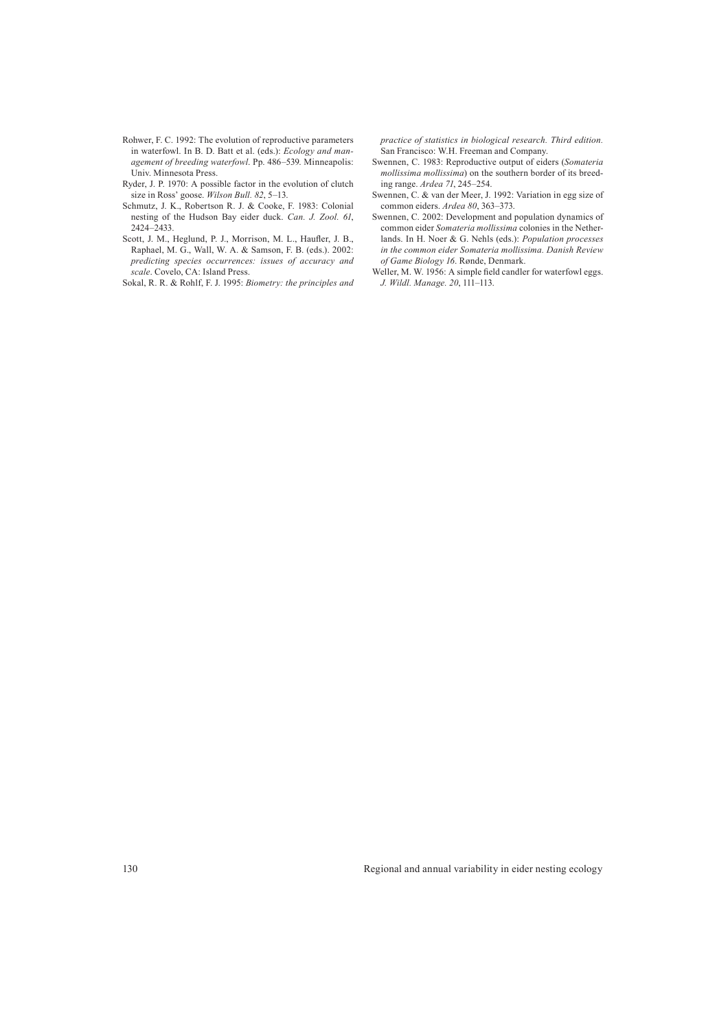Rohwer, F. C. 1992: The evolution of reproductive parameters in waterfowl. In B. D. Batt et al. (eds.): *Ecology and management of breeding waterfowl*. Pp. 486–539. Minneapolis: Univ. Minnesota Press.

Ryder, J. P. 1970: A possible factor in the evolution of clutch size in Ross' goose. *Wilson Bull. 82*, 5–13.

Schmutz, J. K., Robertson R. J. & Cooke, F. 1983: Colonial nesting of the Hudson Bay eider duck. *Can. J. Zool. 61*, 2424–2433.

Scott, J. M., Heglund, P. J., Morrison, M. L., Haufler, J. B., Raphael, M. G., Wall, W. A. & Samson, F. B. (eds.). 2002: *predicting species occurrences: issues of accuracy and scale*. Covelo, CA: Island Press.

Sokal, R. R. & Rohlf, F. J. 1995: *Biometry: the principles and practice of statistics in biological research. Third edition.* San Francisco: W.H. Freeman and Company.

Swennen, C. 1983: Reproductive output of eiders (*Somateria mollissima mollissima*) on the southern border of its breeding range. *Ardea 71*, 245–254.

Swennen, C. & van der Meer, J. 1992: Variation in egg size of common eiders. *Ardea 80*, 363–373.

Swennen, C. 2002: Development and population dynamics of common eider *Somateria mollissima* colonies in the Netherlands. In H. Noer & G. Nehls (eds.): *Population processes in the common eider Somateria mollissima. Danish Review of Game Biology 16*. Rønde, Denmark.

Weller, M. W. 1956: A simple field candler for waterfowl eggs. *J. Wildl. Manage. 20*, 111–113.